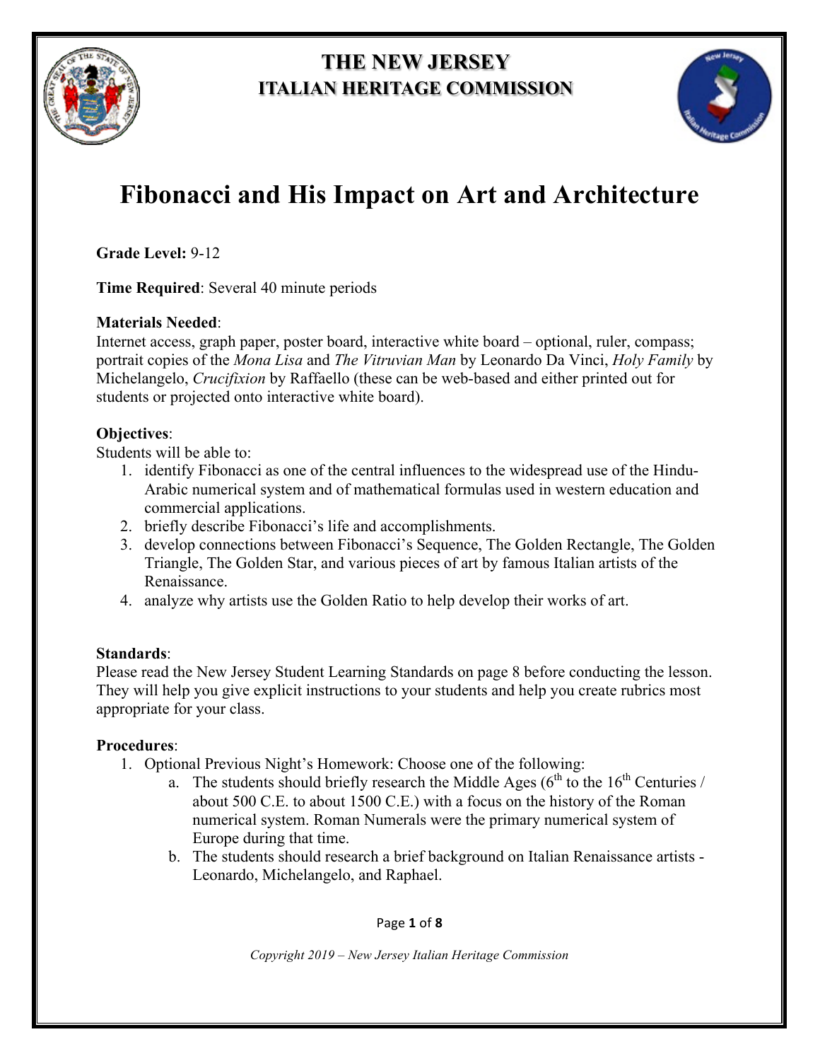# THE NEW JERSEY
## ITALIAN HERITAGE COMMISSION

# Fibonacci and His Impact on Art and Architecture

**Grade Level:** 9-12

**Time Required**: Several 40 minute periods

**Materials Needed**:
Internet access, graph paper, poster board, interactive white board – optional, ruler, compass; portrait copies of the *Mona Lisa* and *The Vitruvian Man* by Leonardo Da Vinci, *Holy Family* by Michelangelo, *Crucifixion* by Raffaello (these can be web-based and either printed out for students or projected onto interactive white board).

**Objectives**:
Students will be able to:

1. identify Fibonacci as one of the central influences to the widespread use of the Hindu-Arabic numerical system and of mathematical formulas used in western education and commercial applications.
2. briefly describe Fibonacci's life and accomplishments.
3. develop connections between Fibonacci's Sequence, The Golden Rectangle, The Golden Triangle, The Golden Star, and various pieces of art by famous Italian artists of the Renaissance.
4. analyze why artists use the Golden Ratio to help develop their works of art.

**Standards**:
Please read the New Jersey Student Learning Standards on page 8 before conducting the lesson. They will help you give explicit instructions to your students and help you create rubrics most appropriate for your class.

**Procedures**:

1. Optional Previous Night's Homework: Choose one of the following:
    a. The students should briefly research the Middle Ages (6th to the 16th Centuries / about 500 C.E. to about 1500 C.E.) with a focus on the history of the Roman numerical system. Roman Numerals were the primary numerical system of Europe during that time.
    b. The students should research a brief background on Italian Renaissance artists - Leonardo, Michelangelo, and Raphael.

*Copyright 2019 – New Jersey Italian Heritage Commission*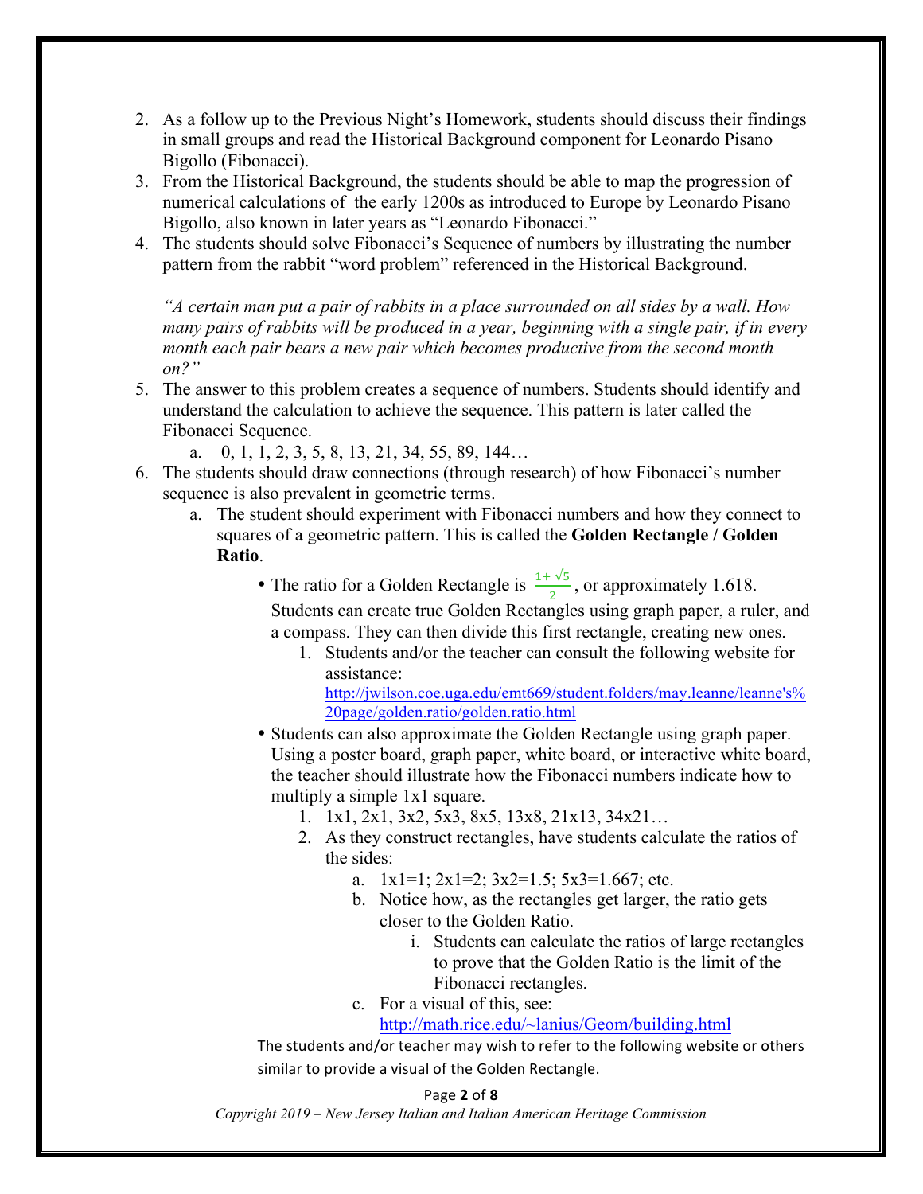2. As a follow up to the Previous Night's Homework, students should discuss their findings in small groups and read the Historical Background component for Leonardo Pisano Bigollo (Fibonacci).
3. From the Historical Background, the students should be able to map the progression of numerical calculations of the early 1200s as introduced to Europe by Leonardo Pisano Bigollo, also known in later years as "Leonardo Fibonacci."
4. The students should solve Fibonacci's Sequence of numbers by illustrating the number pattern from the rabbit "word problem" referenced in the Historical Background.

   *"A certain man put a pair of rabbits in a place surrounded on all sides by a wall. How many pairs of rabbits will be produced in a year, beginning with a single pair, if in every month each pair bears a new pair which becomes productive from the second month on?"*

5. The answer to this problem creates a sequence of numbers. Students should identify and understand the calculation to achieve the sequence. This pattern is later called the Fibonacci Sequence.
   a. 0, 1, 1, 2, 3, 5, 8, 13, 21, 34, 55, 89, 144…
6. The students should draw connections (through research) of how Fibonacci's number sequence is also prevalent in geometric terms.
   a. The student should experiment with Fibonacci numbers and how they connect to squares of a geometric pattern. This is called the **Golden Rectangle / Golden Ratio**.
      - The ratio for a Golden Rectangle is $\frac{1+\sqrt{5}}{2}$, or approximately 1.618. Students can create true Golden Rectangles using graph paper, a ruler, and a compass. They can then divide this first rectangle, creating new ones.
        1. Students and/or the teacher can consult the following website for assistance: http://jwilson.coe.uga.edu/emt669/student.folders/may.leanne/leanne's%20page/golden.ratio/golden.ratio.html
      - Students can also approximate the Golden Rectangle using graph paper. Using a poster board, graph paper, white board, or interactive white board, the teacher should illustrate how the Fibonacci numbers indicate how to multiply a simple 1x1 square.
        1. 1x1, 2x1, 3x2, 5x3, 8x5, 13x8, 21x13, 34x21…
        2. As they construct rectangles, have students calculate the ratios of the sides:
           a. 1x1=1; 2x1=2; 3x2=1.5; 5x3=1.667; etc.
           b. Notice how, as the rectangles get larger, the ratio gets closer to the Golden Ratio.
              i. Students can calculate the ratios of large rectangles to prove that the Golden Ratio is the limit of the Fibonacci rectangles.
           c. For a visual of this, see: http://math.rice.edu/~lanius/Geom/building.html

      The students and/or teacher may wish to refer to the following website or others similar to provide a visual of the Golden Rectangle.

*Copyright 2019 – New Jersey Italian and Italian American Heritage Commission*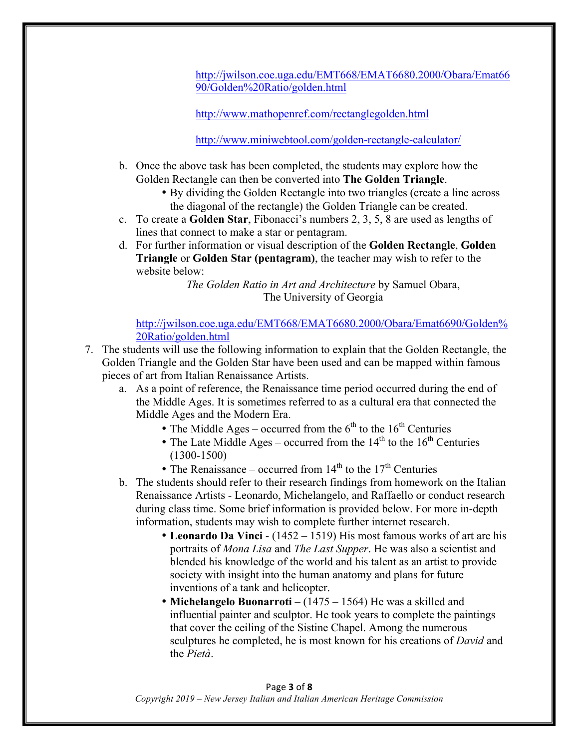http://jwilson.coe.uga.edu/EMT668/EMAT6680.2000/Obara/Emat6690/Golden%20Ratio/golden.html

http://www.mathopenref.com/rectanglegolden.html

http://www.miniwebtool.com/golden-rectangle-calculator/

b. Once the above task has been completed, the students may explore how the Golden Rectangle can then be converted into **The Golden Triangle**.
   - By dividing the Golden Rectangle into two triangles (create a line across the diagonal of the rectangle) the Golden Triangle can be created.

c. To create a **Golden Star**, Fibonacci's numbers 2, 3, 5, 8 are used as lengths of lines that connect to make a star or pentagram.

d. For further information or visual description of the **Golden Rectangle**, **Golden Triangle** or **Golden Star (pentagram)**, the teacher may wish to refer to the website below:

   *The Golden Ratio in Art and Architecture* by Samuel Obara, The University of Georgia

   http://jwilson.coe.uga.edu/EMT668/EMAT6680.2000/Obara/Emat6690/Golden%20Ratio/golden.html

7. The students will use the following information to explain that the Golden Rectangle, the Golden Triangle and the Golden Star have been used and can be mapped within famous pieces of art from Italian Renaissance Artists.

   a. As a point of reference, the Renaissance time period occurred during the end of the Middle Ages. It is sometimes referred to as a cultural era that connected the Middle Ages and the Modern Era.
      - The Middle Ages – occurred from the 6th to the 16th Centuries
      - The Late Middle Ages – occurred from the 14th to the 16th Centuries (1300-1500)
      - The Renaissance – occurred from 14th to the 17th Centuries

   b. The students should refer to their research findings from homework on the Italian Renaissance Artists - Leonardo, Michelangelo, and Raffaello or conduct research during class time. Some brief information is provided below. For more in-depth information, students may wish to complete further internet research.
      - **Leonardo Da Vinci** - (1452 – 1519) His most famous works of art are his portraits of *Mona Lisa* and *The Last Supper*. He was also a scientist and blended his knowledge of the world and his talent as an artist to provide society with insight into the human anatomy and plans for future inventions of a tank and helicopter.
      - **Michelangelo Buonarroti** – (1475 – 1564) He was a skilled and influential painter and sculptor. He took years to complete the paintings that cover the ceiling of the Sistine Chapel. Among the numerous sculptures he completed, he is most known for his creations of *David* and the *Pietà*.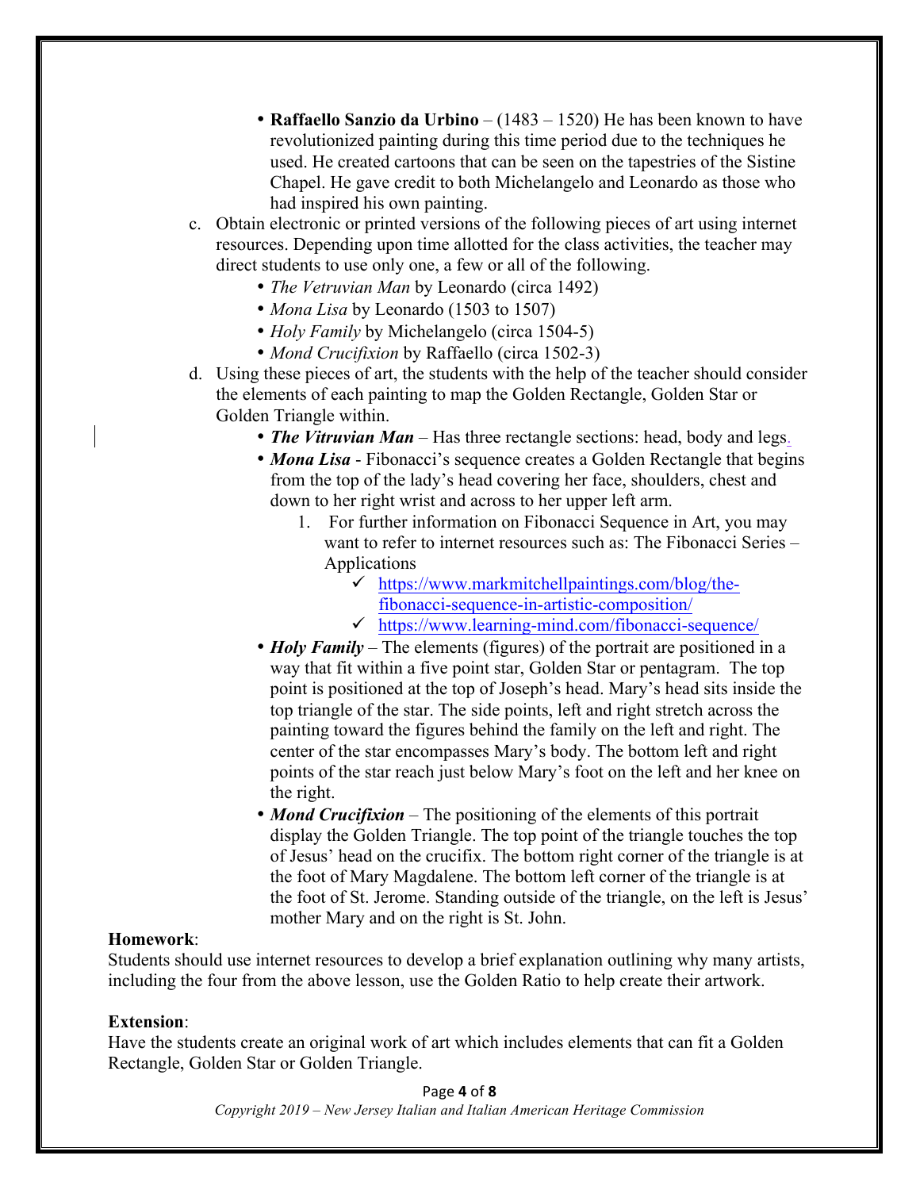- **Raffaello Sanzio da Urbino** – (1483 – 1520) He has been known to have revolutionized painting during this time period due to the techniques he used. He created cartoons that can be seen on the tapestries of the Sistine Chapel. He gave credit to both Michelangelo and Leonardo as those who had inspired his own painting.

c. Obtain electronic or printed versions of the following pieces of art using internet resources. Depending upon time allotted for the class activities, the teacher may direct students to use only one, a few or all of the following.
   - *The Vetruvian Man* by Leonardo (circa 1492)
   - *Mona Lisa* by Leonardo (1503 to 1507)
   - *Holy Family* by Michelangelo (circa 1504-5)
   - *Mond Crucifixion* by Raffaello (circa 1502-3)

d. Using these pieces of art, the students with the help of the teacher should consider the elements of each painting to map the Golden Rectangle, Golden Star or Golden Triangle within.
   - ***The Vitruvian Man*** – Has three rectangle sections: head, body and legs.
   - ***Mona Lisa*** - Fibonacci's sequence creates a Golden Rectangle that begins from the top of the lady's head covering her face, shoulders, chest and down to her right wrist and across to her upper left arm.
     1. For further information on Fibonacci Sequence in Art, you may want to refer to internet resources such as: The Fibonacci Series – Applications
        - ✓ https://www.markmitchellpaintings.com/blog/the-fibonacci-sequence-in-artistic-composition/
        - ✓ https://www.learning-mind.com/fibonacci-sequence/
   - ***Holy Family*** – The elements (figures) of the portrait are positioned in a way that fit within a five point star, Golden Star or pentagram. The top point is positioned at the top of Joseph's head. Mary's head sits inside the top triangle of the star. The side points, left and right stretch across the painting toward the figures behind the family on the left and right. The center of the star encompasses Mary's body. The bottom left and right points of the star reach just below Mary's foot on the left and her knee on the right.
   - ***Mond Crucifixion*** – The positioning of the elements of this portrait display the Golden Triangle. The top point of the triangle touches the top of Jesus' head on the crucifix. The bottom right corner of the triangle is at the foot of Mary Magdalene. The bottom left corner of the triangle is at the foot of St. Jerome. Standing outside of the triangle, on the left is Jesus' mother Mary and on the right is St. John.

**Homework**:
Students should use internet resources to develop a brief explanation outlining why many artists, including the four from the above lesson, use the Golden Ratio to help create their artwork.

**Extension**:
Have the students create an original work of art which includes elements that can fit a Golden Rectangle, Golden Star or Golden Triangle.

*Copyright 2019 – New Jersey Italian and Italian American Heritage Commission*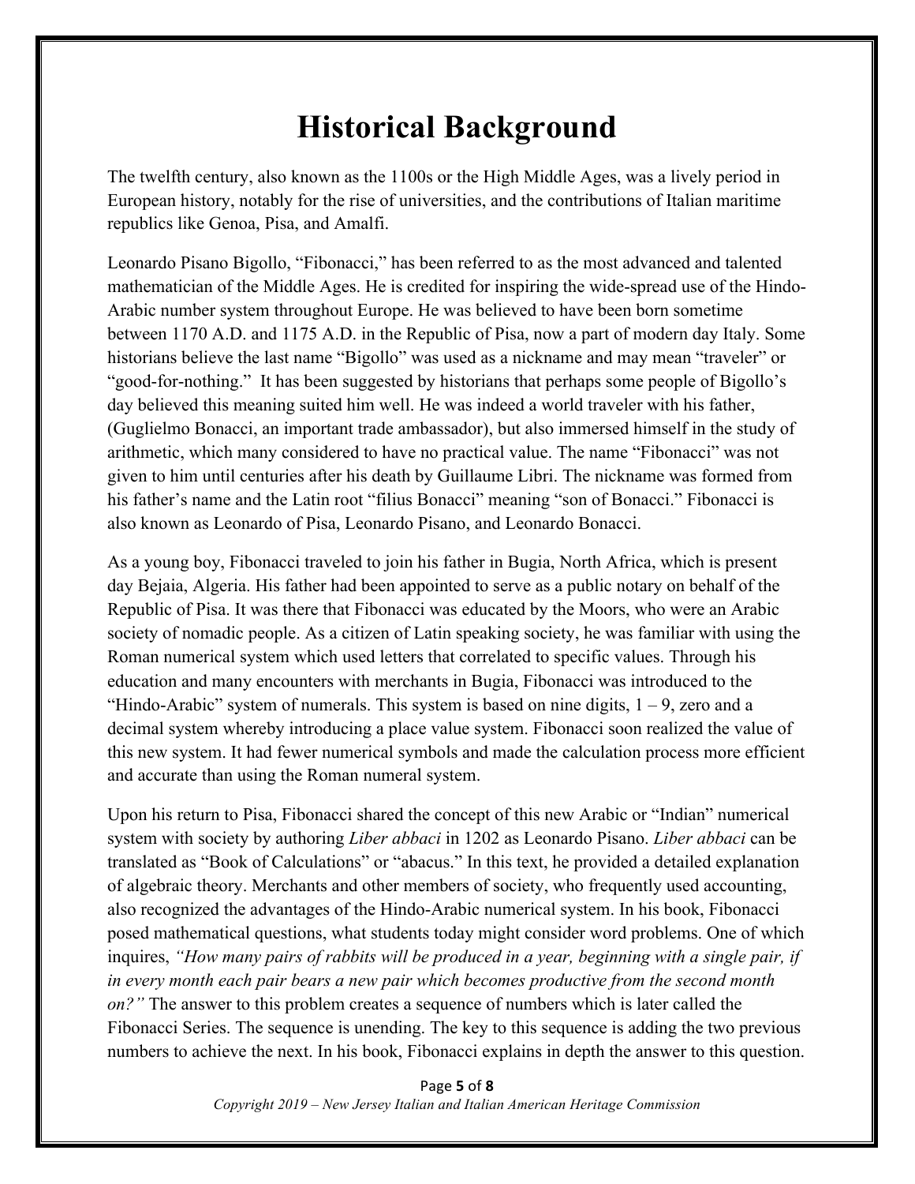# Historical Background

The twelfth century, also known as the 1100s or the High Middle Ages, was a lively period in European history, notably for the rise of universities, and the contributions of Italian maritime republics like Genoa, Pisa, and Amalfi.

Leonardo Pisano Bigollo, "Fibonacci," has been referred to as the most advanced and talented mathematician of the Middle Ages. He is credited for inspiring the wide-spread use of the Hindo-Arabic number system throughout Europe. He was believed to have been born sometime between 1170 A.D. and 1175 A.D. in the Republic of Pisa, now a part of modern day Italy. Some historians believe the last name "Bigollo" was used as a nickname and may mean "traveler" or "good-for-nothing." It has been suggested by historians that perhaps some people of Bigollo's day believed this meaning suited him well. He was indeed a world traveler with his father, (Guglielmo Bonacci, an important trade ambassador), but also immersed himself in the study of arithmetic, which many considered to have no practical value. The name "Fibonacci" was not given to him until centuries after his death by Guillaume Libri. The nickname was formed from his father's name and the Latin root "filius Bonacci" meaning "son of Bonacci." Fibonacci is also known as Leonardo of Pisa, Leonardo Pisano, and Leonardo Bonacci.

As a young boy, Fibonacci traveled to join his father in Bugia, North Africa, which is present day Bejaia, Algeria. His father had been appointed to serve as a public notary on behalf of the Republic of Pisa. It was there that Fibonacci was educated by the Moors, who were an Arabic society of nomadic people. As a citizen of Latin speaking society, he was familiar with using the Roman numerical system which used letters that correlated to specific values. Through his education and many encounters with merchants in Bugia, Fibonacci was introduced to the "Hindo-Arabic" system of numerals. This system is based on nine digits, 1 – 9, zero and a decimal system whereby introducing a place value system. Fibonacci soon realized the value of this new system. It had fewer numerical symbols and made the calculation process more efficient and accurate than using the Roman numeral system.

Upon his return to Pisa, Fibonacci shared the concept of this new Arabic or "Indian" numerical system with society by authoring *Liber abbaci* in 1202 as Leonardo Pisano. *Liber abbaci* can be translated as "Book of Calculations" or "abacus." In this text, he provided a detailed explanation of algebraic theory. Merchants and other members of society, who frequently used accounting, also recognized the advantages of the Hindo-Arabic numerical system. In his book, Fibonacci posed mathematical questions, what students today might consider word problems. One of which inquires, *"How many pairs of rabbits will be produced in a year, beginning with a single pair, if in every month each pair bears a new pair which becomes productive from the second month on?"* The answer to this problem creates a sequence of numbers which is later called the Fibonacci Series. The sequence is unending. The key to this sequence is adding the two previous numbers to achieve the next. In his book, Fibonacci explains in depth the answer to this question.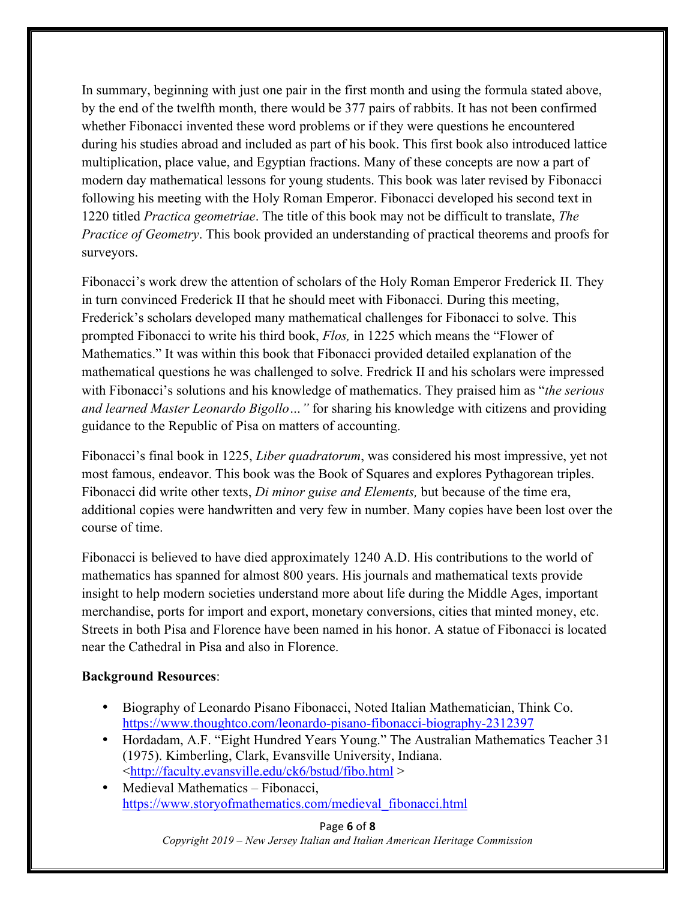In summary, beginning with just one pair in the first month and using the formula stated above, by the end of the twelfth month, there would be 377 pairs of rabbits. It has not been confirmed whether Fibonacci invented these word problems or if they were questions he encountered during his studies abroad and included as part of his book. This first book also introduced lattice multiplication, place value, and Egyptian fractions. Many of these concepts are now a part of modern day mathematical lessons for young students. This book was later revised by Fibonacci following his meeting with the Holy Roman Emperor. Fibonacci developed his second text in 1220 titled *Practica geometriae*. The title of this book may not be difficult to translate, *The Practice of Geometry*. This book provided an understanding of practical theorems and proofs for surveyors.

Fibonacci's work drew the attention of scholars of the Holy Roman Emperor Frederick II. They in turn convinced Frederick II that he should meet with Fibonacci. During this meeting, Frederick's scholars developed many mathematical challenges for Fibonacci to solve. This prompted Fibonacci to write his third book, *Flos,* in 1225 which means the "Flower of Mathematics." It was within this book that Fibonacci provided detailed explanation of the mathematical questions he was challenged to solve. Fredrick II and his scholars were impressed with Fibonacci's solutions and his knowledge of mathematics. They praised him as "*the serious and learned Master Leonardo Bigollo…"* for sharing his knowledge with citizens and providing guidance to the Republic of Pisa on matters of accounting.

Fibonacci's final book in 1225, *Liber quadratorum*, was considered his most impressive, yet not most famous, endeavor. This book was the Book of Squares and explores Pythagorean triples. Fibonacci did write other texts, *Di minor guise and Elements,* but because of the time era, additional copies were handwritten and very few in number. Many copies have been lost over the course of time.

Fibonacci is believed to have died approximately 1240 A.D. His contributions to the world of mathematics has spanned for almost 800 years. His journals and mathematical texts provide insight to help modern societies understand more about life during the Middle Ages, important merchandise, ports for import and export, monetary conversions, cities that minted money, etc. Streets in both Pisa and Florence have been named in his honor. A statue of Fibonacci is located near the Cathedral in Pisa and also in Florence.

**Background Resources**:

- Biography of Leonardo Pisano Fibonacci, Noted Italian Mathematician, Think Co. https://www.thoughtco.com/leonardo-pisano-fibonacci-biography-2312397
- Hordadam, A.F. "Eight Hundred Years Young." The Australian Mathematics Teacher 31 (1975). Kimberling, Clark, Evansville University, Indiana. <http://faculty.evansville.edu/ck6/bstud/fibo.html >
- Medieval Mathematics – Fibonacci, https://www.storyofmathematics.com/medieval_fibonacci.html

*Copyright 2019 – New Jersey Italian and Italian American Heritage Commission*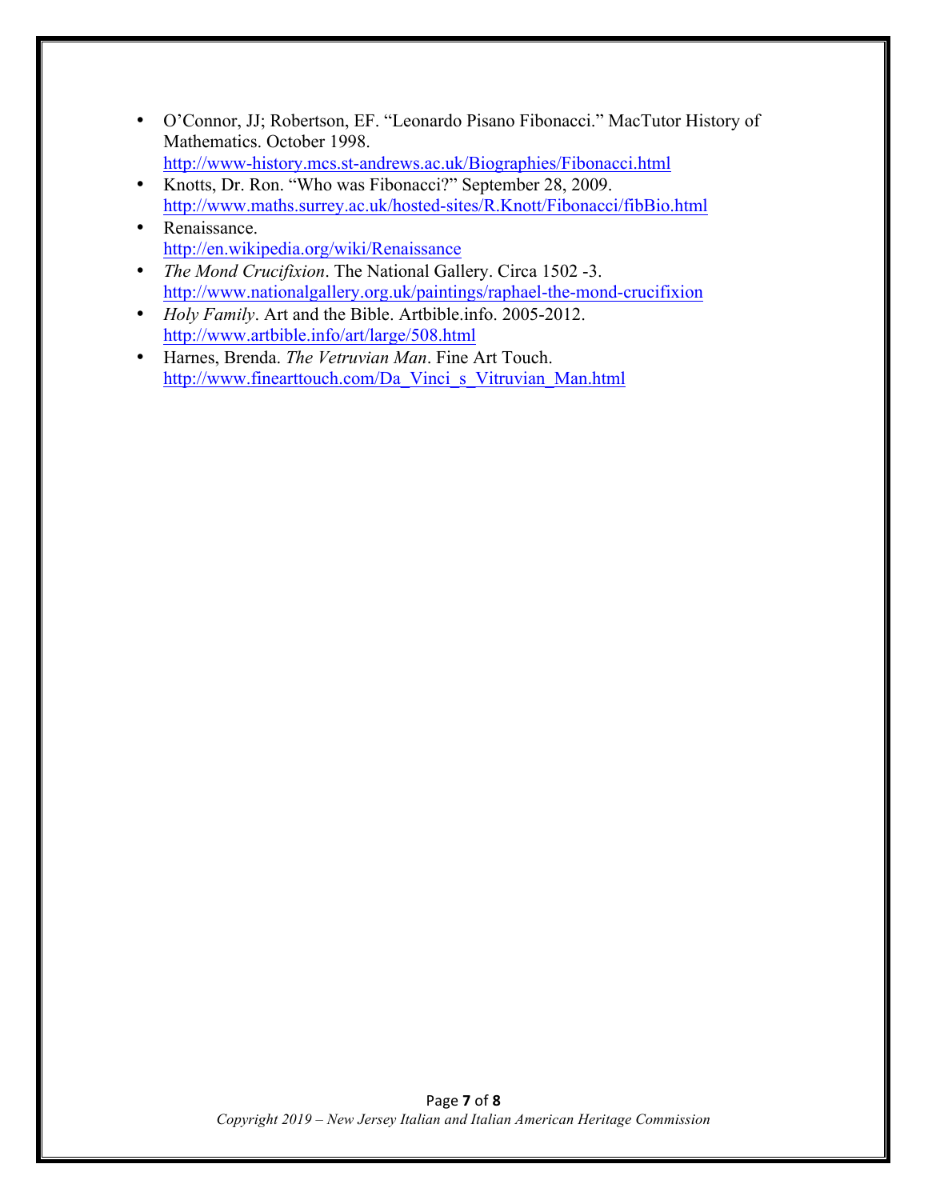- O'Connor, JJ; Robertson, EF. "Leonardo Pisano Fibonacci." MacTutor History of Mathematics. October 1998. http://www-history.mcs.st-andrews.ac.uk/Biographies/Fibonacci.html
- Knotts, Dr. Ron. "Who was Fibonacci?" September 28, 2009. http://www.maths.surrey.ac.uk/hosted-sites/R.Knott/Fibonacci/fibBio.html
- Renaissance. http://en.wikipedia.org/wiki/Renaissance
- *The Mond Crucifixion*. The National Gallery. Circa 1502 -3. http://www.nationalgallery.org.uk/paintings/raphael-the-mond-crucifixion
- *Holy Family*. Art and the Bible. Artbible.info. 2005-2012. http://www.artbible.info/art/large/508.html
- Harnes, Brenda. *The Vetruvian Man*. Fine Art Touch. http://www.finearttouch.com/Da_Vinci_s_Vitruvian_Man.html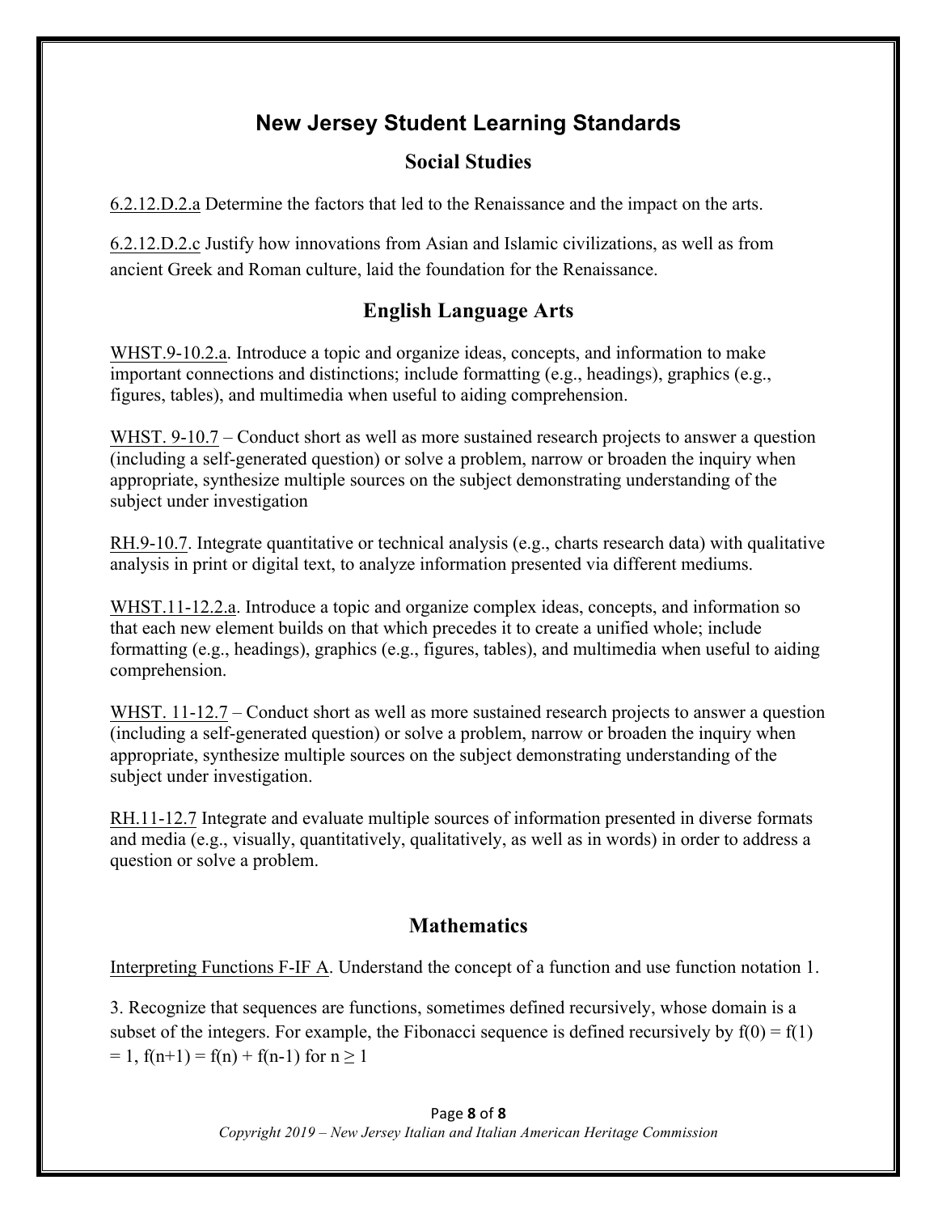# New Jersey Student Learning Standards

## Social Studies

6.2.12.D.2.a Determine the factors that led to the Renaissance and the impact on the arts.

6.2.12.D.2.c Justify how innovations from Asian and Islamic civilizations, as well as from ancient Greek and Roman culture, laid the foundation for the Renaissance.

## English Language Arts

WHST.9-10.2.a. Introduce a topic and organize ideas, concepts, and information to make important connections and distinctions; include formatting (e.g., headings), graphics (e.g., figures, tables), and multimedia when useful to aiding comprehension.

WHST. 9-10.7 – Conduct short as well as more sustained research projects to answer a question (including a self-generated question) or solve a problem, narrow or broaden the inquiry when appropriate, synthesize multiple sources on the subject demonstrating understanding of the subject under investigation

RH.9-10.7. Integrate quantitative or technical analysis (e.g., charts research data) with qualitative analysis in print or digital text, to analyze information presented via different mediums.

WHST.11-12.2.a. Introduce a topic and organize complex ideas, concepts, and information so that each new element builds on that which precedes it to create a unified whole; include formatting (e.g., headings), graphics (e.g., figures, tables), and multimedia when useful to aiding comprehension.

WHST. 11-12.7 – Conduct short as well as more sustained research projects to answer a question (including a self-generated question) or solve a problem, narrow or broaden the inquiry when appropriate, synthesize multiple sources on the subject demonstrating understanding of the subject under investigation.

RH.11-12.7 Integrate and evaluate multiple sources of information presented in diverse formats and media (e.g., visually, quantitatively, qualitatively, as well as in words) in order to address a question or solve a problem.

## Mathematics

Interpreting Functions F-IF A. Understand the concept of a function and use function notation 1.

3. Recognize that sequences are functions, sometimes defined recursively, whose domain is a subset of the integers. For example, the Fibonacci sequence is defined recursively by $f(0) = f(1) = 1$, $f(n+1) = f(n) + f(n-1)$ for $n \geq 1$

*Copyright 2019 – New Jersey Italian and Italian American Heritage Commission*